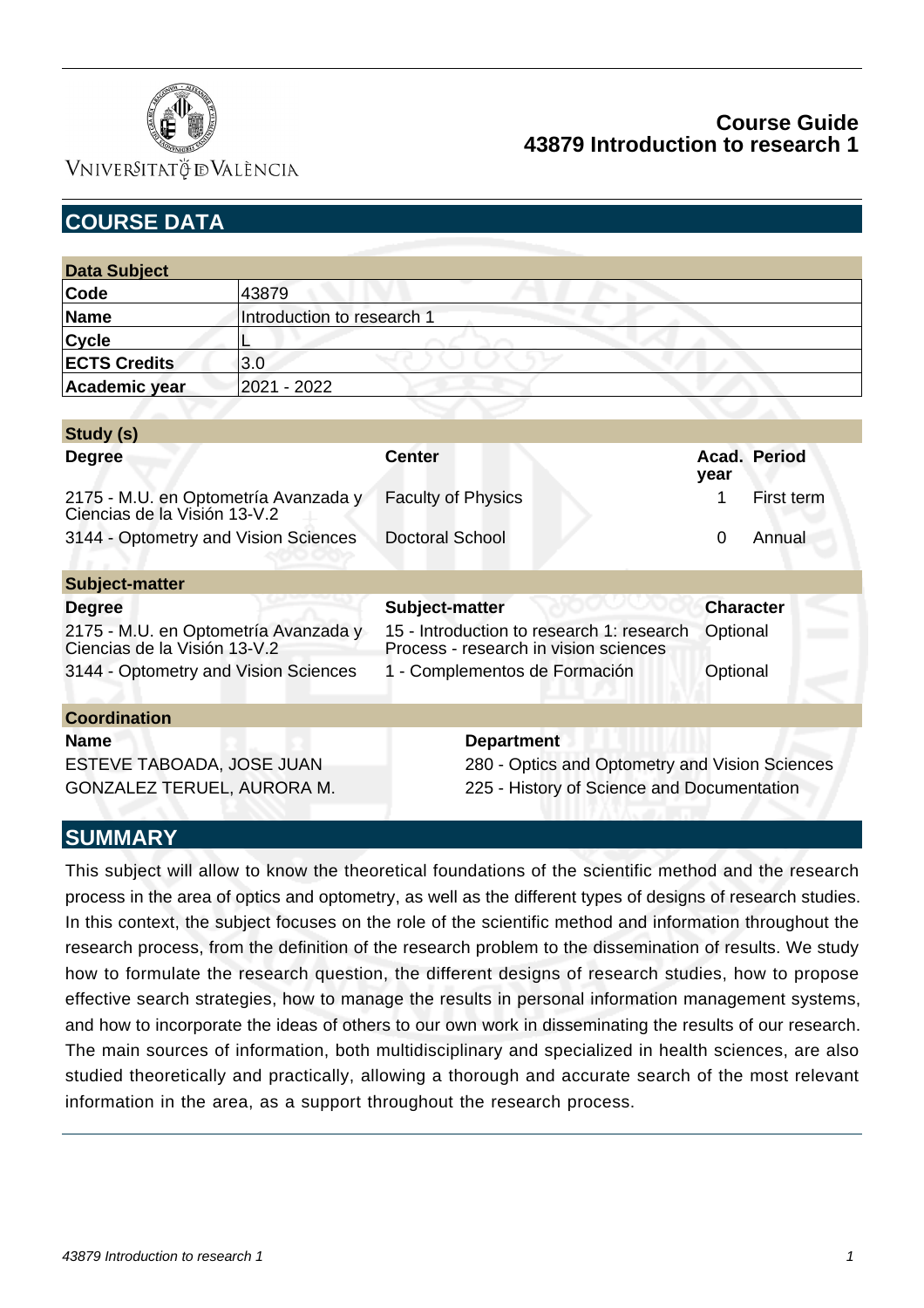# Course Guide
## 43879 Introduction to research 1

## COURSE DATA

| Data Subject | |
|---|---|
| **Code** | 43879 |
| **Name** | Introduction to research 1 |
| **Cycle** | L |
| **ECTS Credits** | 3.0 |
| **Academic year** | 2021 - 2022 |

**Study (s)**

| Degree | Center | Acad. year | Period |
|---|---|---|---|
| 2175 - M.U. en Optometría Avanzada y Ciencias de la Visión 13-V.2 | Faculty of Physics | 1 | First term |
| 3144 - Optometry and Vision Sciences | Doctoral School | 0 | Annual |

**Subject-matter**

| Degree | Subject-matter | Character |
|---|---|---|
| 2175 - M.U. en Optometría Avanzada y Ciencias de la Visión 13-V.2 | 15 - Introduction to research 1: research Process - research in vision sciences | Optional |
| 3144 - Optometry and Vision Sciences | 1 - Complementos de Formación | Optional |

**Coordination**

| Name | Department |
|---|---|
| ESTEVE TABOADA, JOSE JUAN | 280 - Optics and Optometry and Vision Sciences |
| GONZALEZ TERUEL, AURORA M. | 225 - History of Science and Documentation |

## SUMMARY

This subject will allow to know the theoretical foundations of the scientific method and the research process in the area of optics and optometry, as well as the different types of designs of research studies. In this context, the subject focuses on the role of the scientific method and information throughout the research process, from the definition of the research problem to the dissemination of results. We study how to formulate the research question, the different designs of research studies, how to propose effective search strategies, how to manage the results in personal information management systems, and how to incorporate the ideas of others to our own work in disseminating the results of our research. The main sources of information, both multidisciplinary and specialized in health sciences, are also studied theoretically and practically, allowing a thorough and accurate search of the most relevant information in the area, as a support throughout the research process.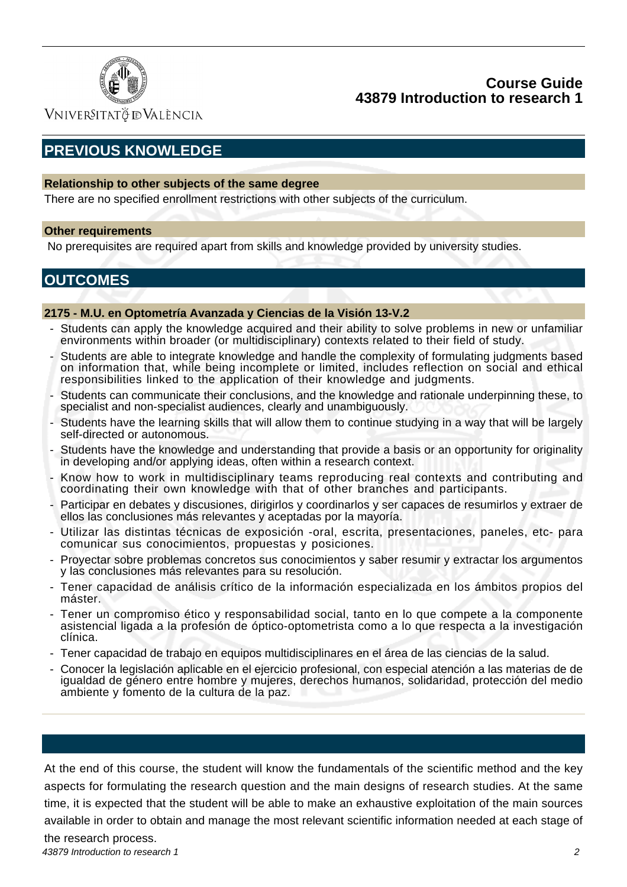## PREVIOUS KNOWLEDGE

### Relationship to other subjects of the same degree

There are no specified enrollment restrictions with other subjects of the curriculum.

### Other requirements

No prerequisites are required apart from skills and knowledge provided by university studies.

## OUTCOMES

### 2175 - M.U. en Optometría Avanzada y Ciencias de la Visión 13-V.2

- Students can apply the knowledge acquired and their ability to solve problems in new or unfamiliar environments within broader (or multidisciplinary) contexts related to their field of study.
- Students are able to integrate knowledge and handle the complexity of formulating judgments based on information that, while being incomplete or limited, includes reflection on social and ethical responsibilities linked to the application of their knowledge and judgments.
- Students can communicate their conclusions, and the knowledge and rationale underpinning these, to specialist and non-specialist audiences, clearly and unambiguously.
- Students have the learning skills that will allow them to continue studying in a way that will be largely self-directed or autonomous.
- Students have the knowledge and understanding that provide a basis or an opportunity for originality in developing and/or applying ideas, often within a research context.
- Know how to work in multidisciplinary teams reproducing real contexts and contributing and coordinating their own knowledge with that of other branches and participants.
- Participar en debates y discusiones, dirigirlos y coordinarlos y ser capaces de resumirlos y extraer de ellos las conclusiones más relevantes y aceptadas por la mayoría.
- Utilizar las distintas técnicas de exposición -oral, escrita, presentaciones, paneles, etc- para comunicar sus conocimientos, propuestas y posiciones.
- Proyectar sobre problemas concretos sus conocimientos y saber resumir y extractar los argumentos y las conclusiones más relevantes para su resolución.
- Tener capacidad de análisis crítico de la información especializada en los ámbitos propios del máster.
- Tener un compromiso ético y responsabilidad social, tanto en lo que compete a la componente asistencial ligada a la profesión de óptico-optometrista como a lo que respecta a la investigación clínica.
- Tener capacidad de trabajo en equipos multidisciplinares en el área de las ciencias de la salud.
- Conocer la legislación aplicable en el ejercicio profesional, con especial atención a las materias de de igualdad de género entre hombre y mujeres, derechos humanos, solidaridad, protección del medio ambiente y fomento de la cultura de la paz.

At the end of this course, the student will know the fundamentals of the scientific method and the key aspects for formulating the research question and the main designs of research studies. At the same time, it is expected that the student will be able to make an exhaustive exploitation of the main sources available in order to obtain and manage the most relevant scientific information needed at each stage of the research process.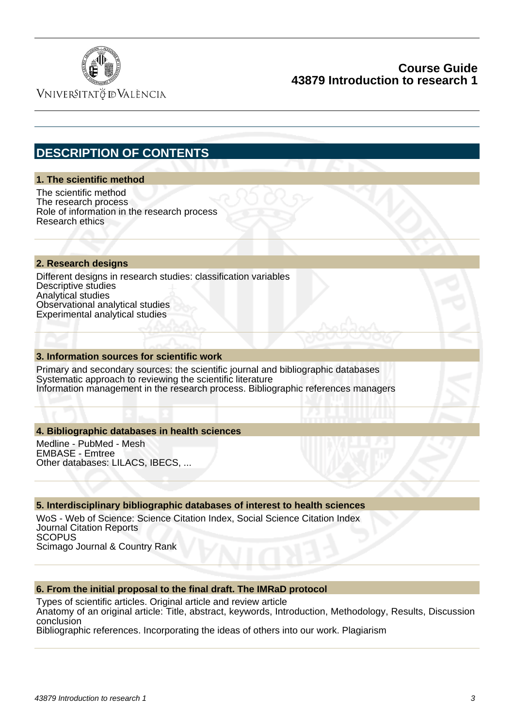## DESCRIPTION OF CONTENTS

### 1. The scientific method

The scientific method
The research process
Role of information in the research process
Research ethics

### 2. Research designs

Different designs in research studies: classification variables
Descriptive studies
Analytical studies
Observational analytical studies
Experimental analytical studies

### 3. Information sources for scientific work

Primary and secondary sources: the scientific journal and bibliographic databases
Systematic approach to reviewing the scientific literature
Information management in the research process. Bibliographic references managers

### 4. Bibliographic databases in health sciences

Medline - PubMed - Mesh
EMBASE - Emtree
Other databases: LILACS, IBECS, ...

### 5. Interdisciplinary bibliographic databases of interest to health sciences

WoS - Web of Science: Science Citation Index, Social Science Citation Index
Journal Citation Reports
SCOPUS
Scimago Journal & Country Rank

### 6. From the initial proposal to the final draft. The IMRaD protocol

Types of scientific articles. Original article and review article
Anatomy of an original article: Title, abstract, keywords, Introduction, Methodology, Results, Discussion conclusion
Bibliographic references. Incorporating the ideas of others into our work. Plagiarism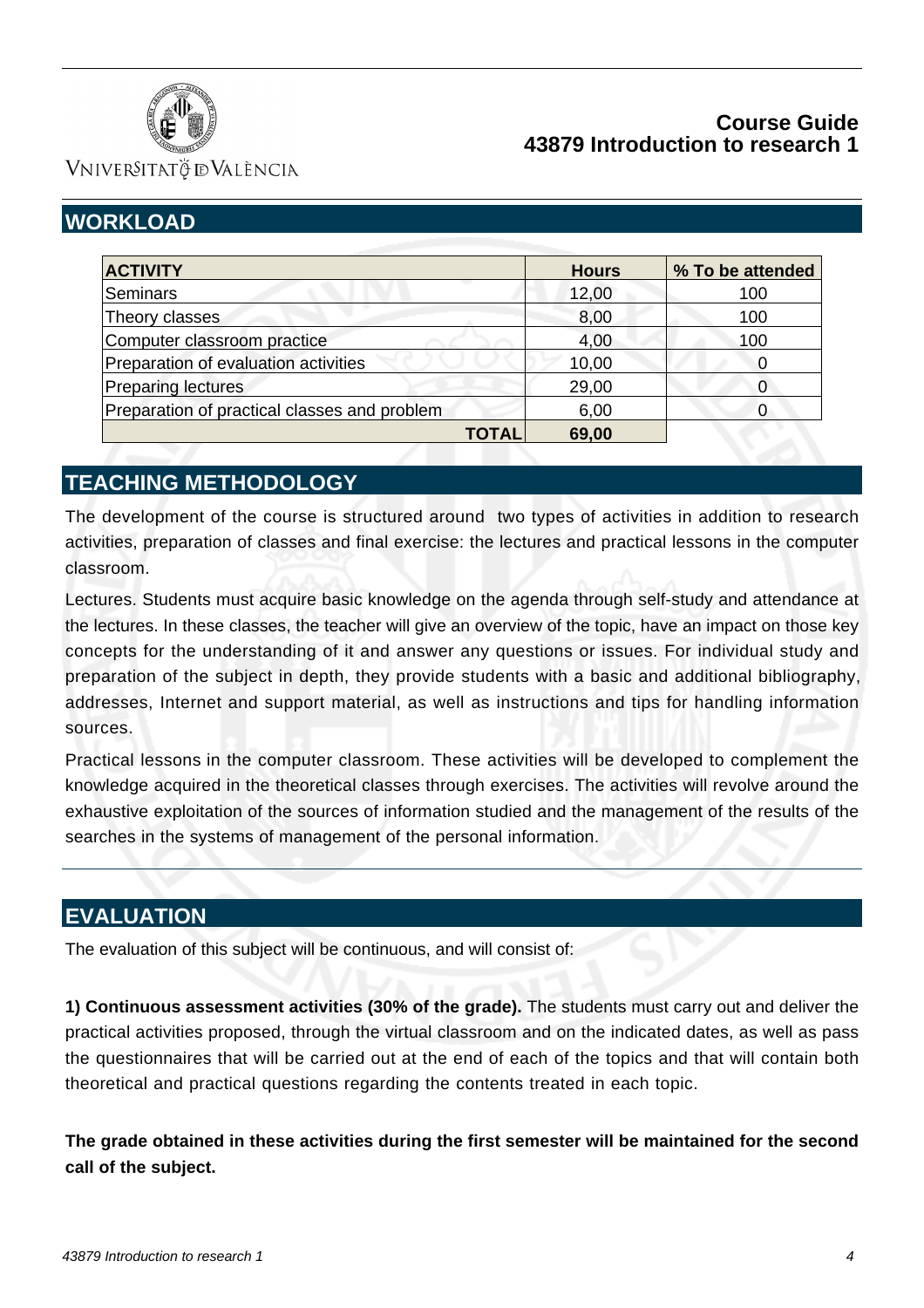## WORKLOAD

| ACTIVITY | Hours | % To be attended |
|---|---|---|
| Seminars | 12,00 | 100 |
| Theory classes | 8,00 | 100 |
| Computer classroom practice | 4,00 | 100 |
| Preparation of evaluation activities | 10,00 | 0 |
| Preparing lectures | 29,00 | 0 |
| Preparation of practical classes and problem | 6,00 | 0 |
| **TOTAL** | **69,00** | |

## TEACHING METHODOLOGY

The development of the course is structured around two types of activities in addition to research activities, preparation of classes and final exercise: the lectures and practical lessons in the computer classroom.

Lectures. Students must acquire basic knowledge on the agenda through self-study and attendance at the lectures. In these classes, the teacher will give an overview of the topic, have an impact on those key concepts for the understanding of it and answer any questions or issues. For individual study and preparation of the subject in depth, they provide students with a basic and additional bibliography, addresses, Internet and support material, as well as instructions and tips for handling information sources.

Practical lessons in the computer classroom. These activities will be developed to complement the knowledge acquired in the theoretical classes through exercises. The activities will revolve around the exhaustive exploitation of the sources of information studied and the management of the results of the searches in the systems of management of the personal information.

## EVALUATION

The evaluation of this subject will be continuous, and will consist of:

**1) Continuous assessment activities (30% of the grade).** The students must carry out and deliver the practical activities proposed, through the virtual classroom and on the indicated dates, as well as pass the questionnaires that will be carried out at the end of each of the topics and that will contain both theoretical and practical questions regarding the contents treated in each topic.

**The grade obtained in these activities during the first semester will be maintained for the second call of the subject.**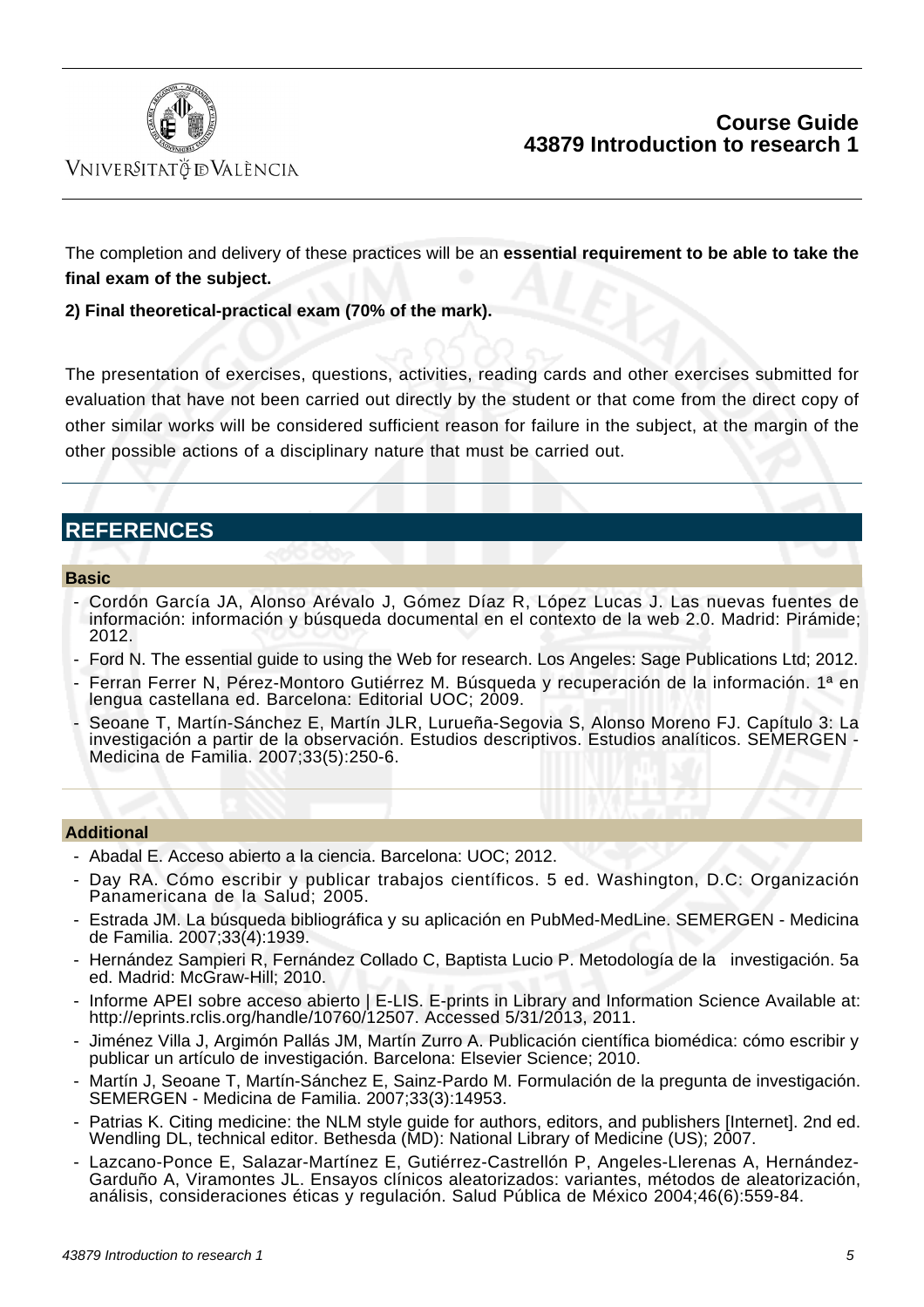The completion and delivery of these practices will be an **essential requirement to be able to take the final exam of the subject.**

**2) Final theoretical-practical exam (70% of the mark).**

The presentation of exercises, questions, activities, reading cards and other exercises submitted for evaluation that have not been carried out directly by the student or that come from the direct copy of other similar works will be considered sufficient reason for failure in the subject, at the margin of the other possible actions of a disciplinary nature that must be carried out.

## REFERENCES

### Basic

- Cordón García JA, Alonso Arévalo J, Gómez Díaz R, López Lucas J. Las nuevas fuentes de información: información y búsqueda documental en el contexto de la web 2.0. Madrid: Pirámide; 2012.
- Ford N. The essential guide to using the Web for research. Los Angeles: Sage Publications Ltd; 2012.
- Ferran Ferrer N, Pérez-Montoro Gutiérrez M. Búsqueda y recuperación de la información. 1ª en lengua castellana ed. Barcelona: Editorial UOC; 2009.
- Seoane T, Martín-Sánchez E, Martín JLR, Lurueña-Segovia S, Alonso Moreno FJ. Capítulo 3: La investigación a partir de la observación. Estudios descriptivos. Estudios analíticos. SEMERGEN - Medicina de Familia. 2007;33(5):250-6.

### Additional

- Abadal E. Acceso abierto a la ciencia. Barcelona: UOC; 2012.
- Day RA. Cómo escribir y publicar trabajos científicos. 5 ed. Washington, D.C: Organización Panamericana de la Salud; 2005.
- Estrada JM. La búsqueda bibliográfica y su aplicación en PubMed-MedLine. SEMERGEN - Medicina de Familia. 2007;33(4):1939.
- Hernández Sampieri R, Fernández Collado C, Baptista Lucio P. Metodología de la investigación. 5a ed. Madrid: McGraw-Hill; 2010.
- Informe APEI sobre acceso abierto | E-LIS. E-prints in Library and Information Science Available at: http://eprints.rclis.org/handle/10760/12507. Accessed 5/31/2013, 2011.
- Jiménez Villa J, Argimón Pallás JM, Martín Zurro A. Publicación científica biomédica: cómo escribir y publicar un artículo de investigación. Barcelona: Elsevier Science; 2010.
- Martín J, Seoane T, Martín-Sánchez E, Sainz-Pardo M. Formulación de la pregunta de investigación. SEMERGEN - Medicina de Familia. 2007;33(3):14953.
- Patrias K. Citing medicine: the NLM style guide for authors, editors, and publishers [Internet]. 2nd ed. Wendling DL, technical editor. Bethesda (MD): National Library of Medicine (US); 2007.
- Lazcano-Ponce E, Salazar-Martínez E, Gutiérrez-Castrellón P, Angeles-Llerenas A, Hernández-Garduño A, Viramontes JL. Ensayos clínicos aleatorizados: variantes, métodos de aleatorización, análisis, consideraciones éticas y regulación. Salud Pública de México 2004;46(6):559-84.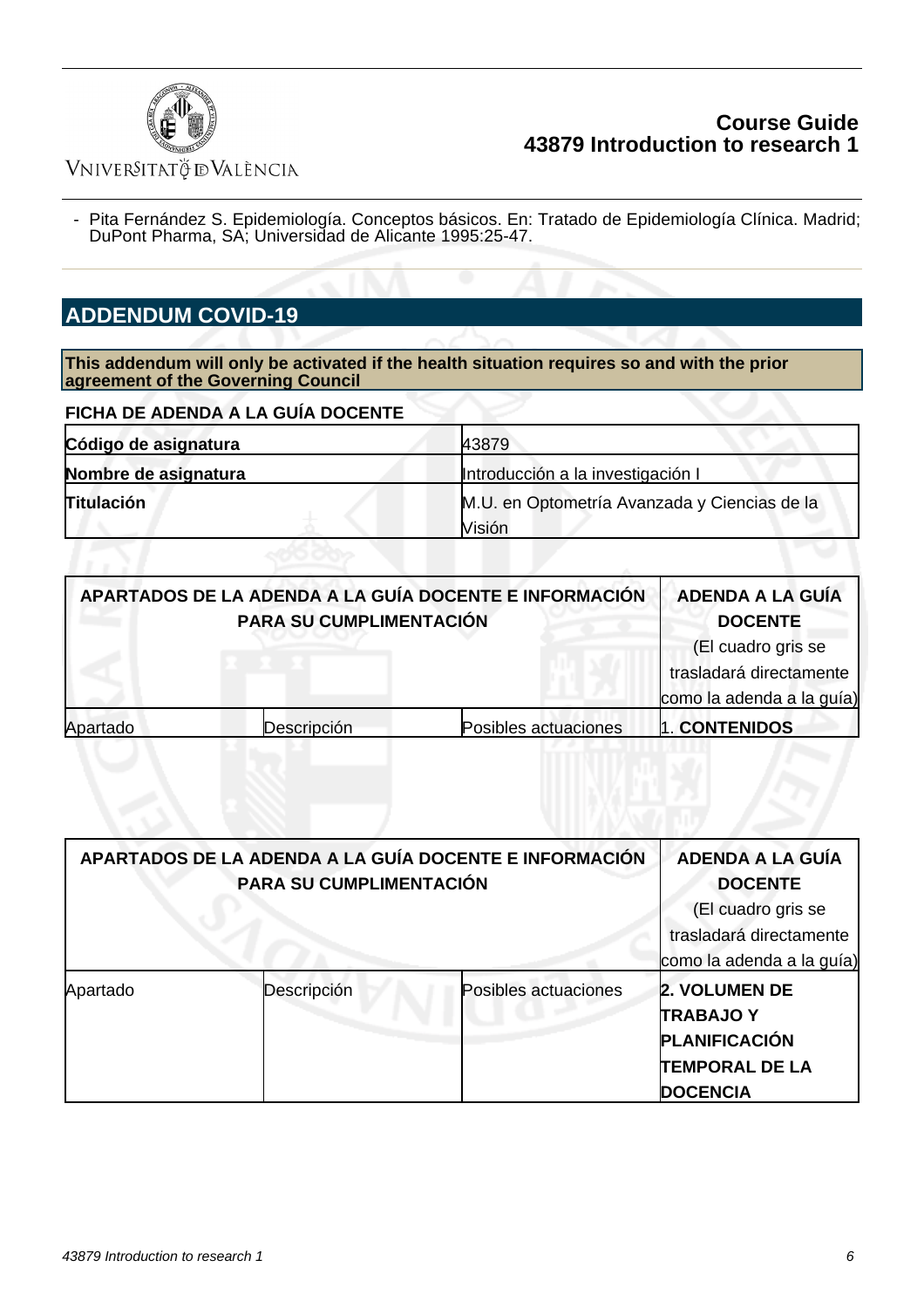- Pita Fernández S. Epidemiología. Conceptos básicos. En: Tratado de Epidemiología Clínica. Madrid; DuPont Pharma, SA; Universidad de Alicante 1995:25-47.

## ADDENDUM COVID-19

**This addendum will only be activated if the health situation requires so and with the prior agreement of the Governing Council**

**FICHA DE ADENDA A LA GUÍA DOCENTE**

| **Código de asignatura** | 43879 |
|---|---|
| **Nombre de asignatura** | Introducción a la investigación I |
| **Titulación** | M.U. en Optometría Avanzada y Ciencias de la Visión |

| **APARTADOS DE LA ADENDA A LA GUÍA DOCENTE E INFORMACIÓN PARA SU CUMPLIMENTACIÓN** | | | **ADENDA A LA GUÍA DOCENTE** (El cuadro gris se trasladará directamente como la adenda a la guía) |
|---|---|---|---|
| Apartado | Descripción | Posibles actuaciones | 1. **CONTENIDOS** |

| **APARTADOS DE LA ADENDA A LA GUÍA DOCENTE E INFORMACIÓN PARA SU CUMPLIMENTACIÓN** | | | **ADENDA A LA GUÍA DOCENTE** (El cuadro gris se trasladará directamente como la adenda a la guía) |
|---|---|---|---|
| Apartado | Descripción | Posibles actuaciones | **2. VOLUMEN DE TRABAJO Y PLANIFICACIÓN TEMPORAL DE LA DOCENCIA** |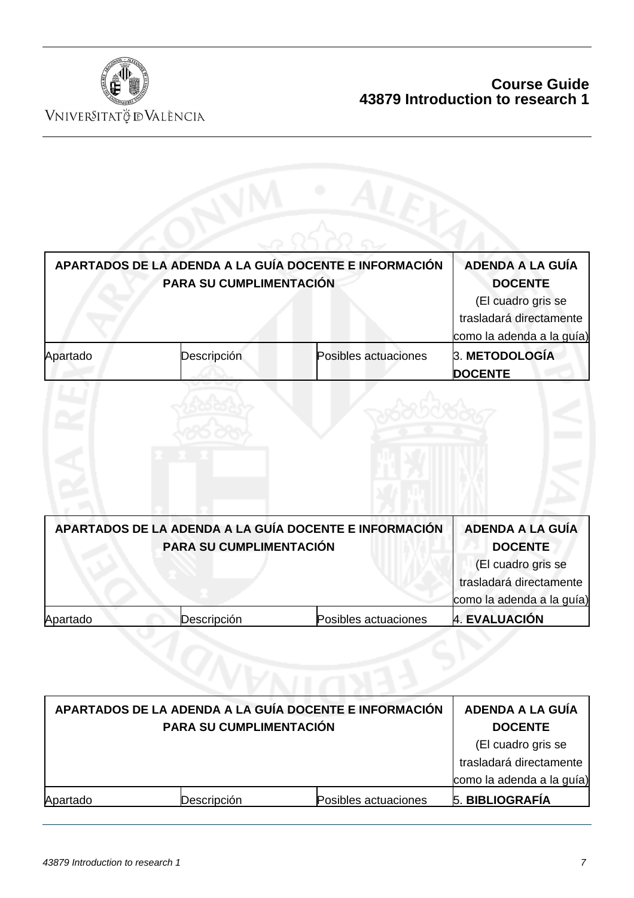| APARTADOS DE LA ADENDA A LA GUÍA DOCENTE E INFORMACIÓN PARA SU CUMPLIMENTACIÓN | | | ADENDA A LA GUÍA DOCENTE (El cuadro gris se trasladará directamente como la adenda a la guía) |
|---|---|---|---|
| Apartado | Descripción | Posibles actuaciones | 3. **METODOLOGÍA DOCENTE** |

| APARTADOS DE LA ADENDA A LA GUÍA DOCENTE E INFORMACIÓN PARA SU CUMPLIMENTACIÓN | | | ADENDA A LA GUÍA DOCENTE (El cuadro gris se trasladará directamente como la adenda a la guía) |
|---|---|---|---|
| Apartado | Descripción | Posibles actuaciones | 4. **EVALUACIÓN** |

| APARTADOS DE LA ADENDA A LA GUÍA DOCENTE E INFORMACIÓN PARA SU CUMPLIMENTACIÓN | | | ADENDA A LA GUÍA DOCENTE (El cuadro gris se trasladará directamente como la adenda a la guía) |
|---|---|---|---|
| Apartado | Descripción | Posibles actuaciones | 5. **BIBLIOGRAFÍA** |